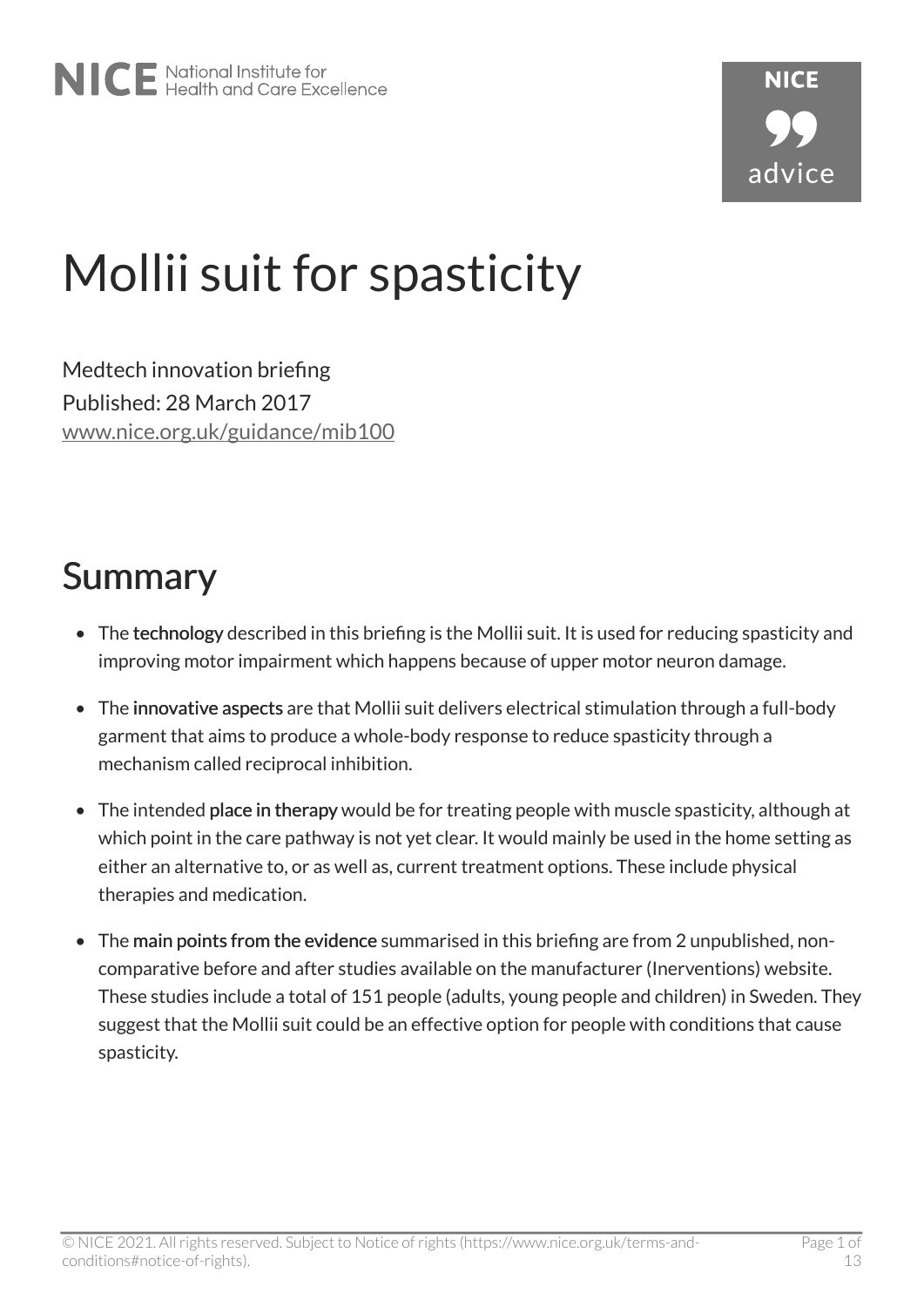# Mollii suit for spasticity

Medtech innovation briefing

Published: 28 March 2017

www.nice.org.uk/guidance/mib100

## Summary

- The **technology** described in this briefing is the Mollii suit. It is used for reducing spasticity and improving motor impairment which happens because of upper motor neuron damage.
- The **innovative aspects** are that Mollii suit delivers electrical stimulation through a full-body garment that aims to produce a whole-body response to reduce spasticity through a mechanism called reciprocal inhibition.
- The intended **place in therapy** would be for treating people with muscle spasticity, although at which point in the care pathway is not yet clear. It would mainly be used in the home setting as either an alternative to, or as well as, current treatment options. These include physical therapies and medication.
- The **main points from the evidence** summarised in this briefing are from 2 unpublished, non-comparative before and after studies available on the manufacturer (Inerventions) website. These studies include a total of 151 people (adults, young people and children) in Sweden. They suggest that the Mollii suit could be an effective option for people with conditions that cause spasticity.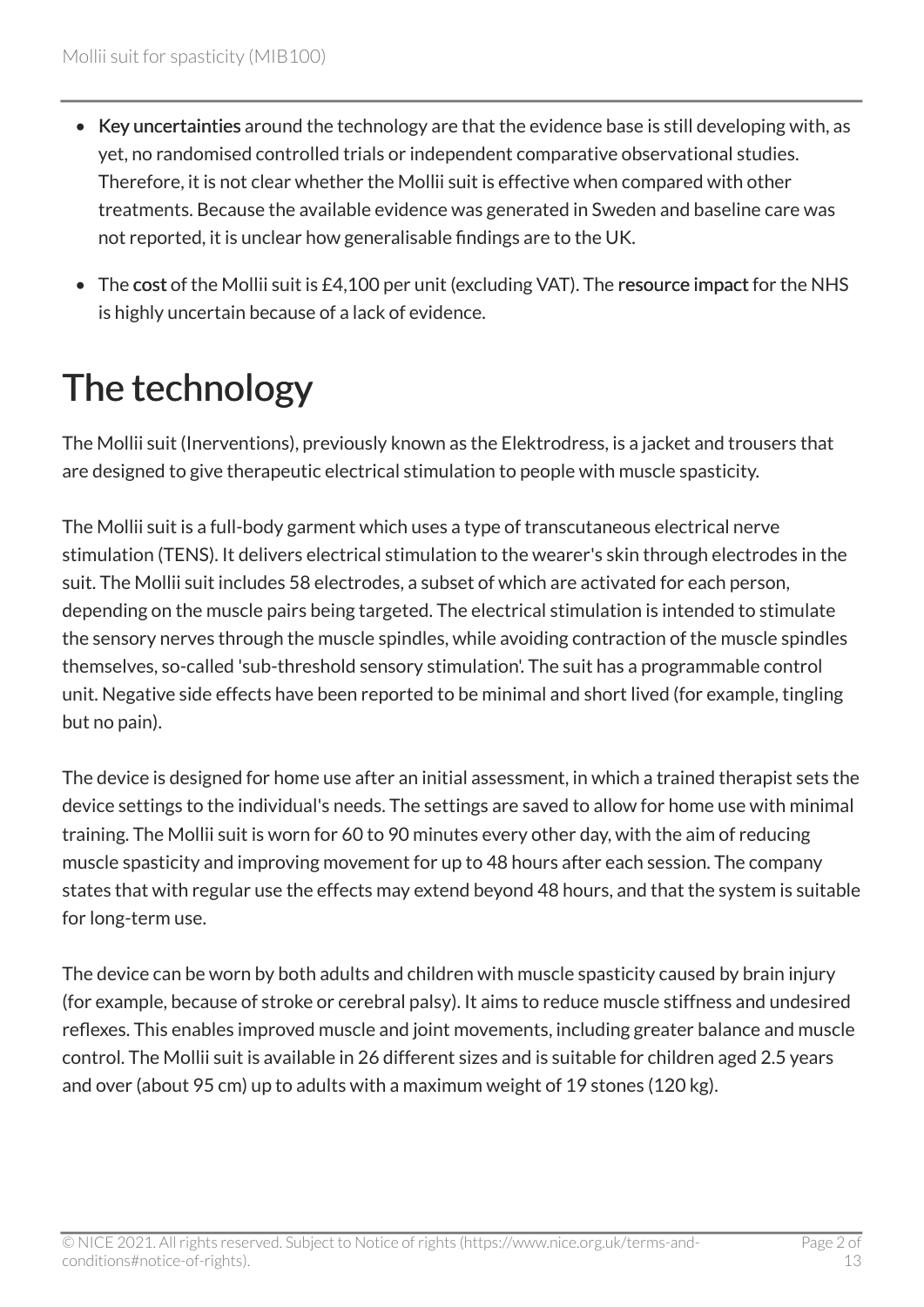- Key uncertainties around the technology are that the evidence base is still developing with, as yet, no randomised controlled trials or independent comparative observational studies. Therefore, it is not clear whether the Mollii suit is effective when compared with other treatments. Because the available evidence was generated in Sweden and baseline care was not reported, it is unclear how generalisable findings are to the UK.
- The cost of the Mollii suit is £4,100 per unit (excluding VAT). The resource impact for the NHS is highly uncertain because of a lack of evidence.

# The technology

The Mollii suit (Inerventions), previously known as the Elektrodress, is a jacket and trousers that are designed to give therapeutic electrical stimulation to people with muscle spasticity.

The Mollii suit is a full-body garment which uses a type of transcutaneous electrical nerve stimulation (TENS). It delivers electrical stimulation to the wearer's skin through electrodes in the suit. The Mollii suit includes 58 electrodes, a subset of which are activated for each person, depending on the muscle pairs being targeted. The electrical stimulation is intended to stimulate the sensory nerves through the muscle spindles, while avoiding contraction of the muscle spindles themselves, so-called 'sub-threshold sensory stimulation'. The suit has a programmable control unit. Negative side effects have been reported to be minimal and short lived (for example, tingling but no pain).

The device is designed for home use after an initial assessment, in which a trained therapist sets the device settings to the individual's needs. The settings are saved to allow for home use with minimal training. The Mollii suit is worn for 60 to 90 minutes every other day, with the aim of reducing muscle spasticity and improving movement for up to 48 hours after each session. The company states that with regular use the effects may extend beyond 48 hours, and that the system is suitable for long-term use.

The device can be worn by both adults and children with muscle spasticity caused by brain injury (for example, because of stroke or cerebral palsy). It aims to reduce muscle stiffness and undesired reflexes. This enables improved muscle and joint movements, including greater balance and muscle control. The Mollii suit is available in 26 different sizes and is suitable for children aged 2.5 years and over (about 95 cm) up to adults with a maximum weight of 19 stones (120 kg).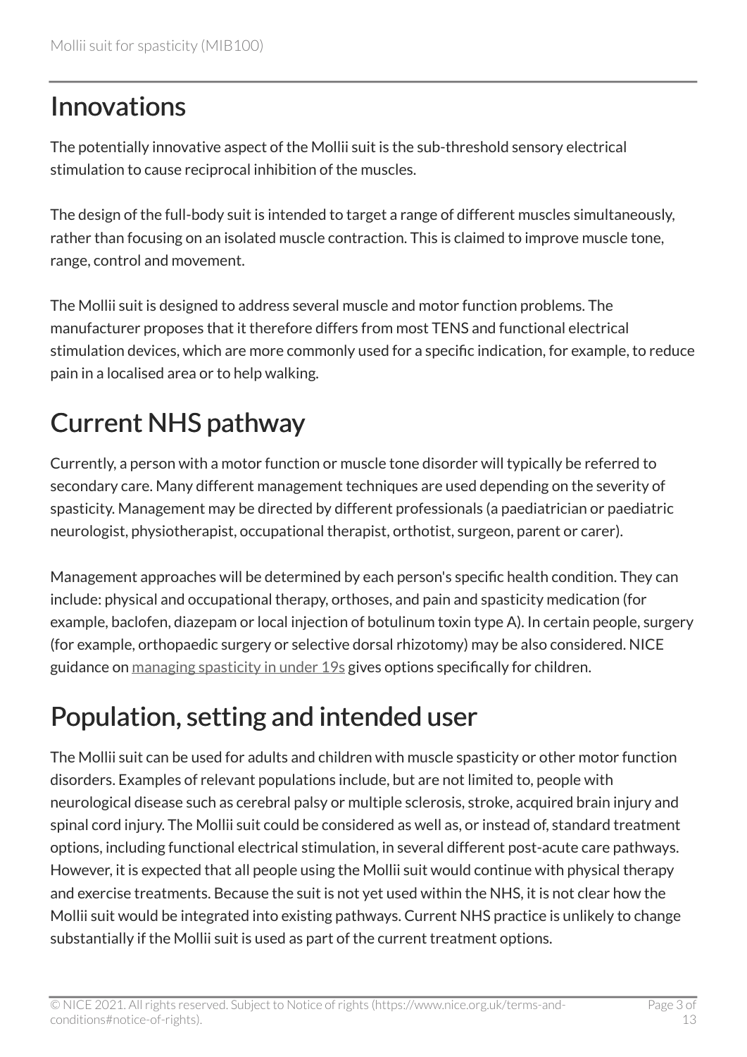## Innovations

The potentially innovative aspect of the Mollii suit is the sub-threshold sensory electrical stimulation to cause reciprocal inhibition of the muscles.

The design of the full-body suit is intended to target a range of different muscles simultaneously, rather than focusing on an isolated muscle contraction. This is claimed to improve muscle tone, range, control and movement.

The Mollii suit is designed to address several muscle and motor function problems. The manufacturer proposes that it therefore differs from most TENS and functional electrical stimulation devices, which are more commonly used for a specific indication, for example, to reduce pain in a localised area or to help walking.

## Current NHS pathway

Currently, a person with a motor function or muscle tone disorder will typically be referred to secondary care. Many different management techniques are used depending on the severity of spasticity. Management may be directed by different professionals (a paediatrician or paediatric neurologist, physiotherapist, occupational therapist, orthotist, surgeon, parent or carer).

Management approaches will be determined by each person's specific health condition. They can include: physical and occupational therapy, orthoses, and pain and spasticity medication (for example, baclofen, diazepam or local injection of botulinum toxin type A). In certain people, surgery (for example, orthopaedic surgery or selective dorsal rhizotomy) may be also considered. NICE guidance on managing spasticity in under 19s gives options specifically for children.

## Population, setting and intended user

The Mollii suit can be used for adults and children with muscle spasticity or other motor function disorders. Examples of relevant populations include, but are not limited to, people with neurological disease such as cerebral palsy or multiple sclerosis, stroke, acquired brain injury and spinal cord injury. The Mollii suit could be considered as well as, or instead of, standard treatment options, including functional electrical stimulation, in several different post-acute care pathways. However, it is expected that all people using the Mollii suit would continue with physical therapy and exercise treatments. Because the suit is not yet used within the NHS, it is not clear how the Mollii suit would be integrated into existing pathways. Current NHS practice is unlikely to change substantially if the Mollii suit is used as part of the current treatment options.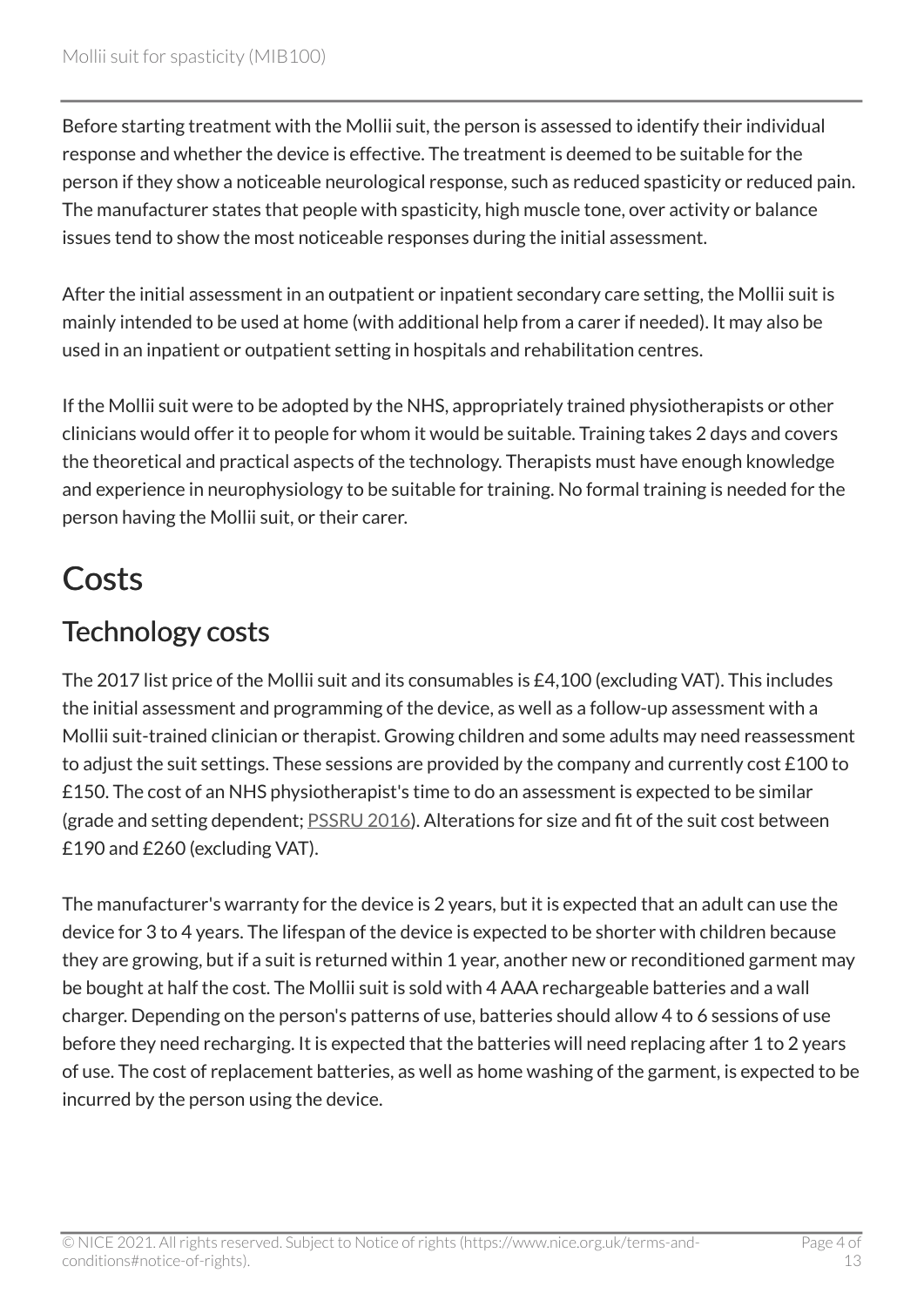Before starting treatment with the Mollii suit, the person is assessed to identify their individual response and whether the device is effective. The treatment is deemed to be suitable for the person if they show a noticeable neurological response, such as reduced spasticity or reduced pain. The manufacturer states that people with spasticity, high muscle tone, over activity or balance issues tend to show the most noticeable responses during the initial assessment.

After the initial assessment in an outpatient or inpatient secondary care setting, the Mollii suit is mainly intended to be used at home (with additional help from a carer if needed). It may also be used in an inpatient or outpatient setting in hospitals and rehabilitation centres.

If the Mollii suit were to be adopted by the NHS, appropriately trained physiotherapists or other clinicians would offer it to people for whom it would be suitable. Training takes 2 days and covers the theoretical and practical aspects of the technology. Therapists must have enough knowledge and experience in neurophysiology to be suitable for training. No formal training is needed for the person having the Mollii suit, or their carer.

# Costs

## Technology costs

The 2017 list price of the Mollii suit and its consumables is £4,100 (excluding VAT). This includes the initial assessment and programming of the device, as well as a follow-up assessment with a Mollii suit-trained clinician or therapist. Growing children and some adults may need reassessment to adjust the suit settings. These sessions are provided by the company and currently cost £100 to £150. The cost of an NHS physiotherapist's time to do an assessment is expected to be similar (grade and setting dependent; PSSRU 2016). Alterations for size and fit of the suit cost between £190 and £260 (excluding VAT).

The manufacturer's warranty for the device is 2 years, but it is expected that an adult can use the device for 3 to 4 years. The lifespan of the device is expected to be shorter with children because they are growing, but if a suit is returned within 1 year, another new or reconditioned garment may be bought at half the cost. The Mollii suit is sold with 4 AAA rechargeable batteries and a wall charger. Depending on the person's patterns of use, batteries should allow 4 to 6 sessions of use before they need recharging. It is expected that the batteries will need replacing after 1 to 2 years of use. The cost of replacement batteries, as well as home washing of the garment, is expected to be incurred by the person using the device.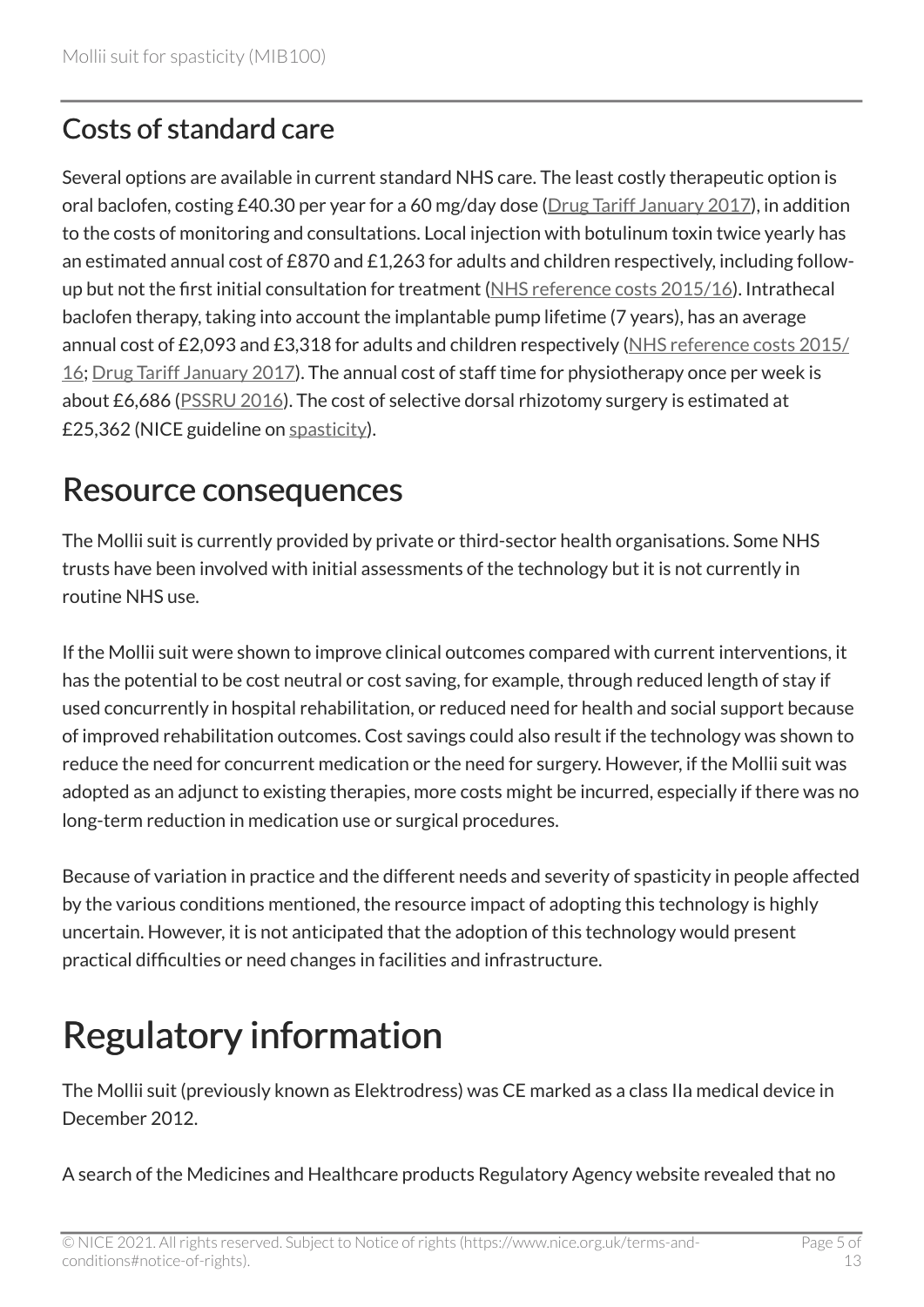## Costs of standard care

Several options are available in current standard NHS care. The least costly therapeutic option is oral baclofen, costing £40.30 per year for a 60 mg/day dose (Drug Tariff January 2017), in addition to the costs of monitoring and consultations. Local injection with botulinum toxin twice yearly has an estimated annual cost of £870 and £1,263 for adults and children respectively, including follow-up but not the first initial consultation for treatment (NHS reference costs 2015/16). Intrathecal baclofen therapy, taking into account the implantable pump lifetime (7 years), has an average annual cost of £2,093 and £3,318 for adults and children respectively (NHS reference costs 2015/16; Drug Tariff January 2017). The annual cost of staff time for physiotherapy once per week is about £6,686 (PSSRU 2016). The cost of selective dorsal rhizotomy surgery is estimated at £25,362 (NICE guideline on spasticity).

# Resource consequences

The Mollii suit is currently provided by private or third-sector health organisations. Some NHS trusts have been involved with initial assessments of the technology but it is not currently in routine NHS use.

If the Mollii suit were shown to improve clinical outcomes compared with current interventions, it has the potential to be cost neutral or cost saving, for example, through reduced length of stay if used concurrently in hospital rehabilitation, or reduced need for health and social support because of improved rehabilitation outcomes. Cost savings could also result if the technology was shown to reduce the need for concurrent medication or the need for surgery. However, if the Mollii suit was adopted as an adjunct to existing therapies, more costs might be incurred, especially if there was no long-term reduction in medication use or surgical procedures.

Because of variation in practice and the different needs and severity of spasticity in people affected by the various conditions mentioned, the resource impact of adopting this technology is highly uncertain. However, it is not anticipated that the adoption of this technology would present practical difficulties or need changes in facilities and infrastructure.

# Regulatory information

The Mollii suit (previously known as Elektrodress) was CE marked as a class IIa medical device in December 2012.

A search of the Medicines and Healthcare products Regulatory Agency website revealed that no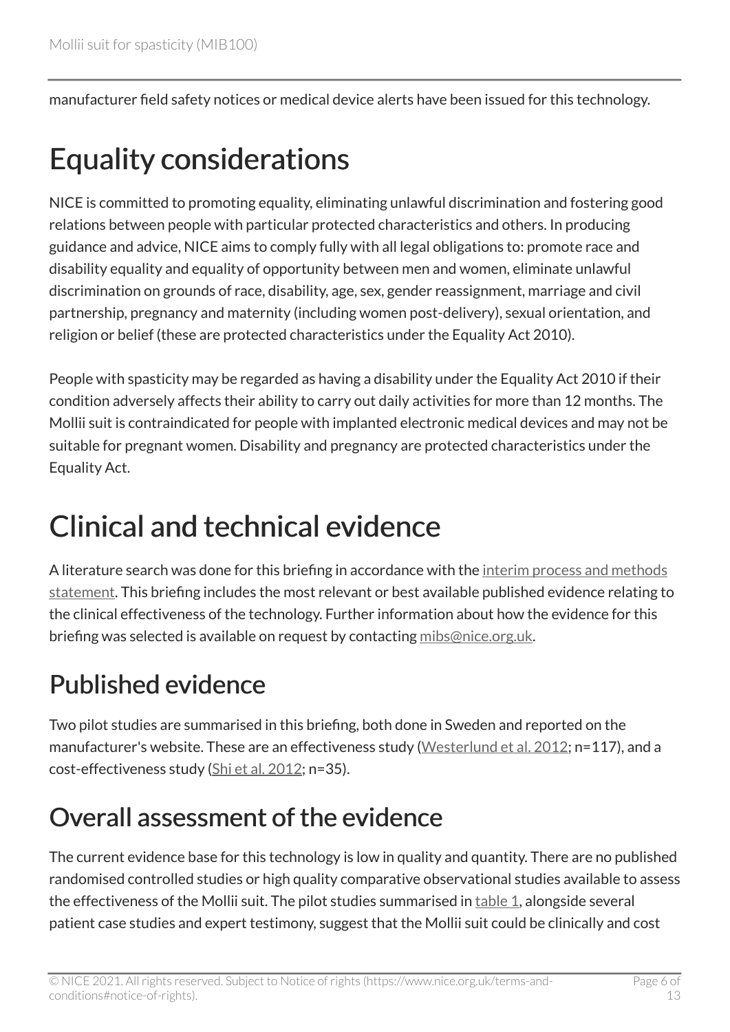manufacturer field safety notices or medical device alerts have been issued for this technology.

# Equality considerations

NICE is committed to promoting equality, eliminating unlawful discrimination and fostering good relations between people with particular protected characteristics and others. In producing guidance and advice, NICE aims to comply fully with all legal obligations to: promote race and disability equality and equality of opportunity between men and women, eliminate unlawful discrimination on grounds of race, disability, age, sex, gender reassignment, marriage and civil partnership, pregnancy and maternity (including women post-delivery), sexual orientation, and religion or belief (these are protected characteristics under the Equality Act 2010).

People with spasticity may be regarded as having a disability under the Equality Act 2010 if their condition adversely affects their ability to carry out daily activities for more than 12 months. The Mollii suit is contraindicated for people with implanted electronic medical devices and may not be suitable for pregnant women. Disability and pregnancy are protected characteristics under the Equality Act.

# Clinical and technical evidence

A literature search was done for this briefing in accordance with the interim process and methods statement. This briefing includes the most relevant or best available published evidence relating to the clinical effectiveness of the technology. Further information about how the evidence for this briefing was selected is available on request by contacting mibs@nice.org.uk.

## Published evidence

Two pilot studies are summarised in this briefing, both done in Sweden and reported on the manufacturer's website. These are an effectiveness study (Westerlund et al. 2012; n=117), and a cost-effectiveness study (Shi et al. 2012; n=35).

## Overall assessment of the evidence

The current evidence base for this technology is low in quality and quantity. There are no published randomised controlled studies or high quality comparative observational studies available to assess the effectiveness of the Mollii suit. The pilot studies summarised in table 1, alongside several patient case studies and expert testimony, suggest that the Mollii suit could be clinically and cost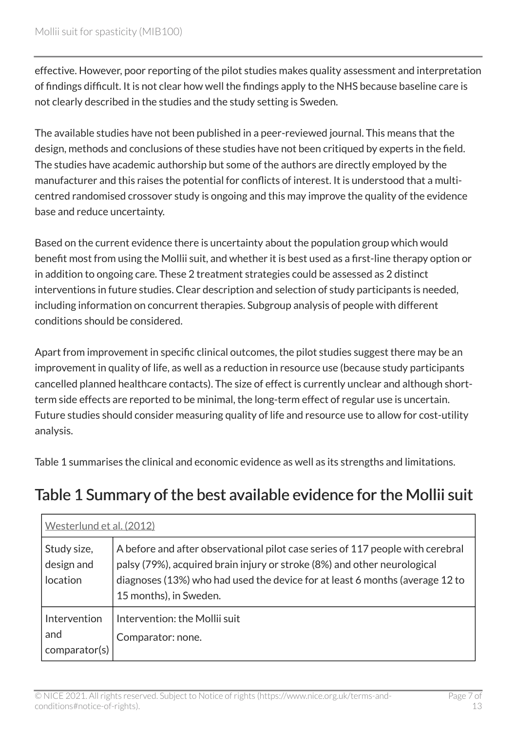effective. However, poor reporting of the pilot studies makes quality assessment and interpretation of findings difficult. It is not clear how well the findings apply to the NHS because baseline care is not clearly described in the studies and the study setting is Sweden.

The available studies have not been published in a peer-reviewed journal. This means that the design, methods and conclusions of these studies have not been critiqued by experts in the field. The studies have academic authorship but some of the authors are directly employed by the manufacturer and this raises the potential for conflicts of interest. It is understood that a multi-centred randomised crossover study is ongoing and this may improve the quality of the evidence base and reduce uncertainty.

Based on the current evidence there is uncertainty about the population group which would benefit most from using the Mollii suit, and whether it is best used as a first-line therapy option or in addition to ongoing care. These 2 treatment strategies could be assessed as 2 distinct interventions in future studies. Clear description and selection of study participants is needed, including information on concurrent therapies. Subgroup analysis of people with different conditions should be considered.

Apart from improvement in specific clinical outcomes, the pilot studies suggest there may be an improvement in quality of life, as well as a reduction in resource use (because study participants cancelled planned healthcare contacts). The size of effect is currently unclear and although short-term side effects are reported to be minimal, the long-term effect of regular use is uncertain. Future studies should consider measuring quality of life and resource use to allow for cost-utility analysis.

Table 1 summarises the clinical and economic evidence as well as its strengths and limitations.

## Table 1 Summary of the best available evidence for the Mollii suit

| Westerlund et al. (2012) | |
|---|---|
| Study size, design and location | A before and after observational pilot case series of 117 people with cerebral palsy (79%), acquired brain injury or stroke (8%) and other neurological diagnoses (13%) who had used the device for at least 6 months (average 12 to 15 months), in Sweden. |
| Intervention and comparator(s) | Intervention: the Mollii suit<br>Comparator: none. |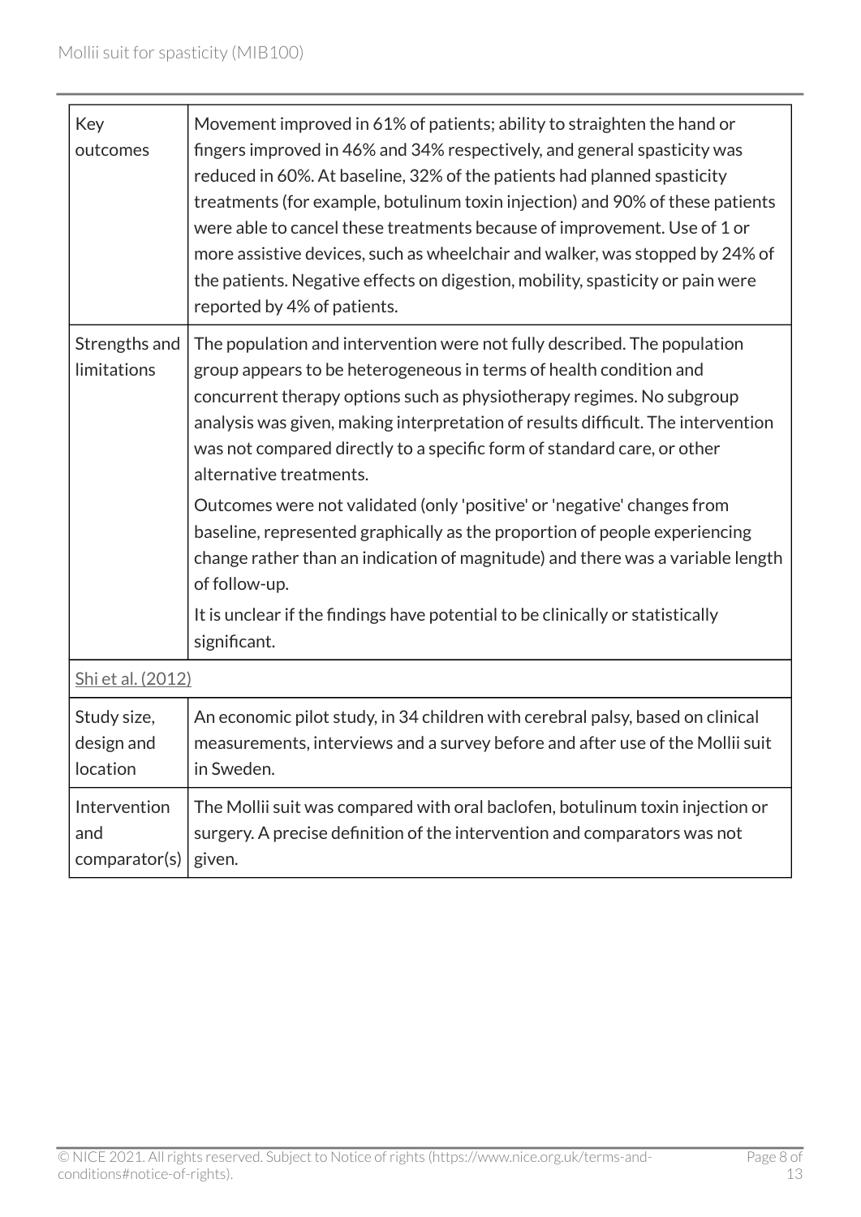| | |
|---|---|
| Key outcomes | Movement improved in 61% of patients; ability to straighten the hand or fingers improved in 46% and 34% respectively, and general spasticity was reduced in 60%. At baseline, 32% of the patients had planned spasticity treatments (for example, botulinum toxin injection) and 90% of these patients were able to cancel these treatments because of improvement. Use of 1 or more assistive devices, such as wheelchair and walker, was stopped by 24% of the patients. Negative effects on digestion, mobility, spasticity or pain were reported by 4% of patients. |
| Strengths and limitations | The population and intervention were not fully described. The population group appears to be heterogeneous in terms of health condition and concurrent therapy options such as physiotherapy regimes. No subgroup analysis was given, making interpretation of results difficult. The intervention was not compared directly to a specific form of standard care, or other alternative treatments.<br><br>Outcomes were not validated (only 'positive' or 'negative' changes from baseline, represented graphically as the proportion of people experiencing change rather than an indication of magnitude) and there was a variable length of follow-up.<br><br>It is unclear if the findings have potential to be clinically or statistically significant. |
| Shi et al. (2012) | |
| Study size, design and location | An economic pilot study, in 34 children with cerebral palsy, based on clinical measurements, interviews and a survey before and after use of the Mollii suit in Sweden. |
| Intervention and comparator(s) | The Mollii suit was compared with oral baclofen, botulinum toxin injection or surgery. A precise definition of the intervention and comparators was not given. |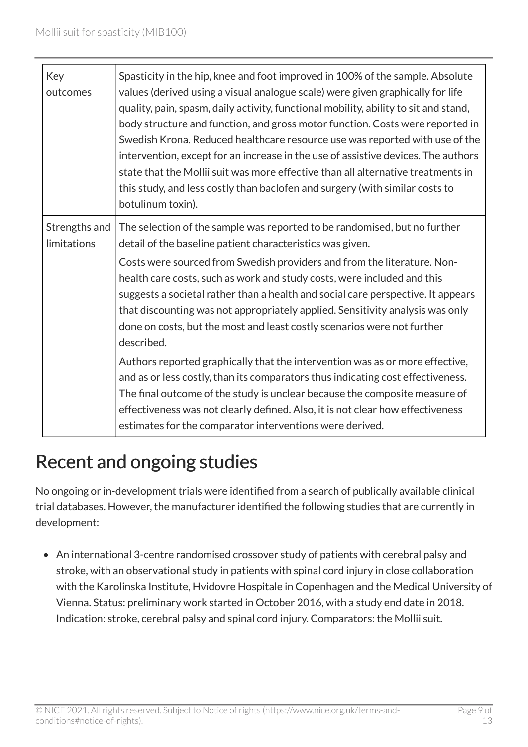| | |
|---|---|
| Key outcomes | Spasticity in the hip, knee and foot improved in 100% of the sample. Absolute values (derived using a visual analogue scale) were given graphically for life quality, pain, spasm, daily activity, functional mobility, ability to sit and stand, body structure and function, and gross motor function. Costs were reported in Swedish Krona. Reduced healthcare resource use was reported with use of the intervention, except for an increase in the use of assistive devices. The authors state that the Mollii suit was more effective than all alternative treatments in this study, and less costly than baclofen and surgery (with similar costs to botulinum toxin). |
| Strengths and limitations | The selection of the sample was reported to be randomised, but no further detail of the baseline patient characteristics was given.<br><br>Costs were sourced from Swedish providers and from the literature. Non-health care costs, such as work and study costs, were included and this suggests a societal rather than a health and social care perspective. It appears that discounting was not appropriately applied. Sensitivity analysis was only done on costs, but the most and least costly scenarios were not further described.<br><br>Authors reported graphically that the intervention was as or more effective, and as or less costly, than its comparators thus indicating cost effectiveness. The final outcome of the study is unclear because the composite measure of effectiveness was not clearly defined. Also, it is not clear how effectiveness estimates for the comparator interventions were derived. |

## Recent and ongoing studies

No ongoing or in-development trials were identified from a search of publically available clinical trial databases. However, the manufacturer identified the following studies that are currently in development:

- An international 3-centre randomised crossover study of patients with cerebral palsy and stroke, with an observational study in patients with spinal cord injury in close collaboration with the Karolinska Institute, Hvidovre Hospitale in Copenhagen and the Medical University of Vienna. Status: preliminary work started in October 2016, with a study end date in 2018. Indication: stroke, cerebral palsy and spinal cord injury. Comparators: the Mollii suit.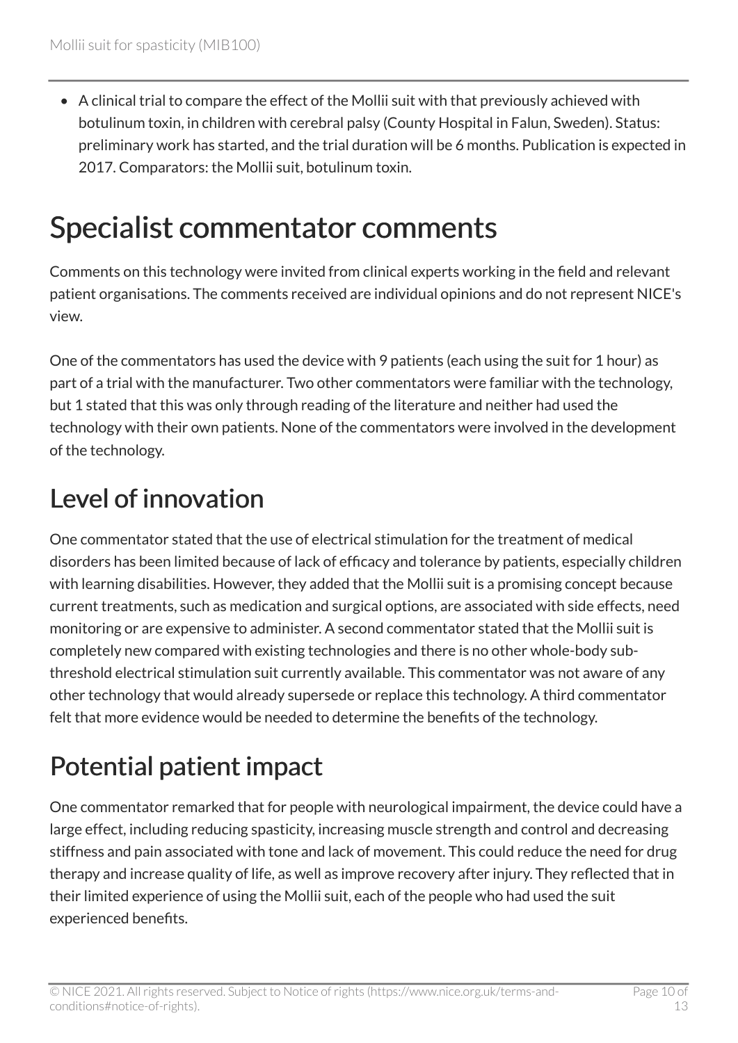- A clinical trial to compare the effect of the Mollii suit with that previously achieved with botulinum toxin, in children with cerebral palsy (County Hospital in Falun, Sweden). Status: preliminary work has started, and the trial duration will be 6 months. Publication is expected in 2017. Comparators: the Mollii suit, botulinum toxin.

# Specialist commentator comments

Comments on this technology were invited from clinical experts working in the field and relevant patient organisations. The comments received are individual opinions and do not represent NICE's view.

One of the commentators has used the device with 9 patients (each using the suit for 1 hour) as part of a trial with the manufacturer. Two other commentators were familiar with the technology, but 1 stated that this was only through reading of the literature and neither had used the technology with their own patients. None of the commentators were involved in the development of the technology.

## Level of innovation

One commentator stated that the use of electrical stimulation for the treatment of medical disorders has been limited because of lack of efficacy and tolerance by patients, especially children with learning disabilities. However, they added that the Mollii suit is a promising concept because current treatments, such as medication and surgical options, are associated with side effects, need monitoring or are expensive to administer. A second commentator stated that the Mollii suit is completely new compared with existing technologies and there is no other whole-body sub-threshold electrical stimulation suit currently available. This commentator was not aware of any other technology that would already supersede or replace this technology. A third commentator felt that more evidence would be needed to determine the benefits of the technology.

## Potential patient impact

One commentator remarked that for people with neurological impairment, the device could have a large effect, including reducing spasticity, increasing muscle strength and control and decreasing stiffness and pain associated with tone and lack of movement. This could reduce the need for drug therapy and increase quality of life, as well as improve recovery after injury. They reflected that in their limited experience of using the Mollii suit, each of the people who had used the suit experienced benefits.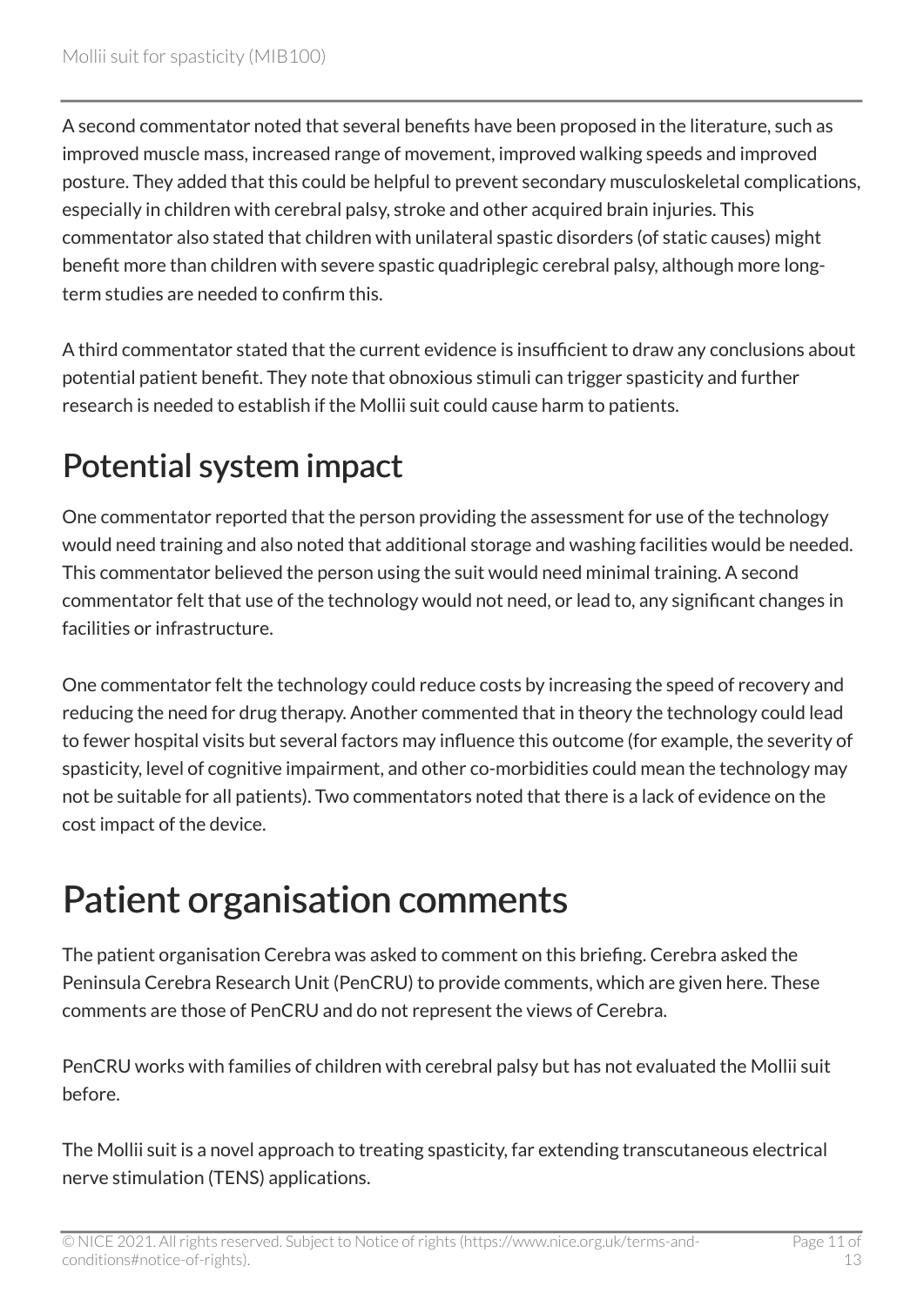A second commentator noted that several benefits have been proposed in the literature, such as improved muscle mass, increased range of movement, improved walking speeds and improved posture. They added that this could be helpful to prevent secondary musculoskeletal complications, especially in children with cerebral palsy, stroke and other acquired brain injuries. This commentator also stated that children with unilateral spastic disorders (of static causes) might benefit more than children with severe spastic quadriplegic cerebral palsy, although more long-term studies are needed to confirm this.

A third commentator stated that the current evidence is insufficient to draw any conclusions about potential patient benefit. They note that obnoxious stimuli can trigger spasticity and further research is needed to establish if the Mollii suit could cause harm to patients.

## Potential system impact

One commentator reported that the person providing the assessment for use of the technology would need training and also noted that additional storage and washing facilities would be needed. This commentator believed the person using the suit would need minimal training. A second commentator felt that use of the technology would not need, or lead to, any significant changes in facilities or infrastructure.

One commentator felt the technology could reduce costs by increasing the speed of recovery and reducing the need for drug therapy. Another commented that in theory the technology could lead to fewer hospital visits but several factors may influence this outcome (for example, the severity of spasticity, level of cognitive impairment, and other co-morbidities could mean the technology may not be suitable for all patients). Two commentators noted that there is a lack of evidence on the cost impact of the device.

# Patient organisation comments

The patient organisation Cerebra was asked to comment on this briefing. Cerebra asked the Peninsula Cerebra Research Unit (PenCRU) to provide comments, which are given here. These comments are those of PenCRU and do not represent the views of Cerebra.

PenCRU works with families of children with cerebral palsy but has not evaluated the Mollii suit before.

The Mollii suit is a novel approach to treating spasticity, far extending transcutaneous electrical nerve stimulation (TENS) applications.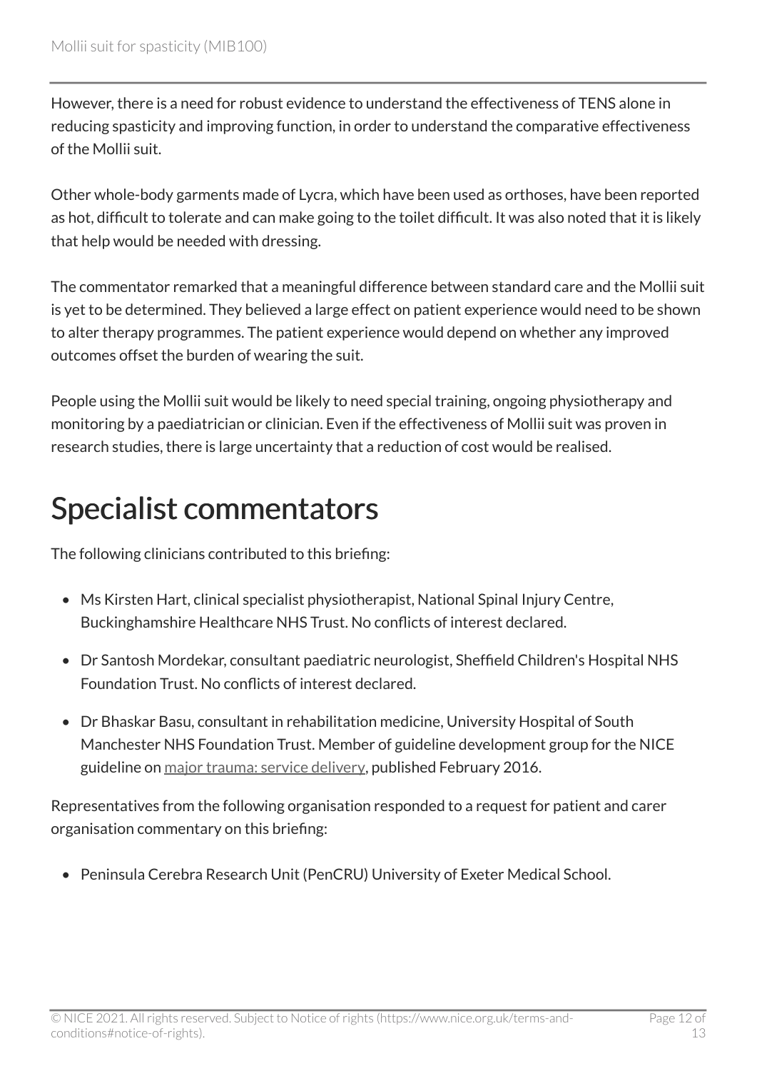However, there is a need for robust evidence to understand the effectiveness of TENS alone in reducing spasticity and improving function, in order to understand the comparative effectiveness of the Mollii suit.

Other whole-body garments made of Lycra, which have been used as orthoses, have been reported as hot, difficult to tolerate and can make going to the toilet difficult. It was also noted that it is likely that help would be needed with dressing.

The commentator remarked that a meaningful difference between standard care and the Mollii suit is yet to be determined. They believed a large effect on patient experience would need to be shown to alter therapy programmes. The patient experience would depend on whether any improved outcomes offset the burden of wearing the suit.

People using the Mollii suit would be likely to need special training, ongoing physiotherapy and monitoring by a paediatrician or clinician. Even if the effectiveness of Mollii suit was proven in research studies, there is large uncertainty that a reduction of cost would be realised.

# Specialist commentators

The following clinicians contributed to this briefing:

- Ms Kirsten Hart, clinical specialist physiotherapist, National Spinal Injury Centre, Buckinghamshire Healthcare NHS Trust. No conflicts of interest declared.
- Dr Santosh Mordekar, consultant paediatric neurologist, Sheffield Children's Hospital NHS Foundation Trust. No conflicts of interest declared.
- Dr Bhaskar Basu, consultant in rehabilitation medicine, University Hospital of South Manchester NHS Foundation Trust. Member of guideline development group for the NICE guideline on major trauma: service delivery, published February 2016.

Representatives from the following organisation responded to a request for patient and carer organisation commentary on this briefing:

- Peninsula Cerebra Research Unit (PenCRU) University of Exeter Medical School.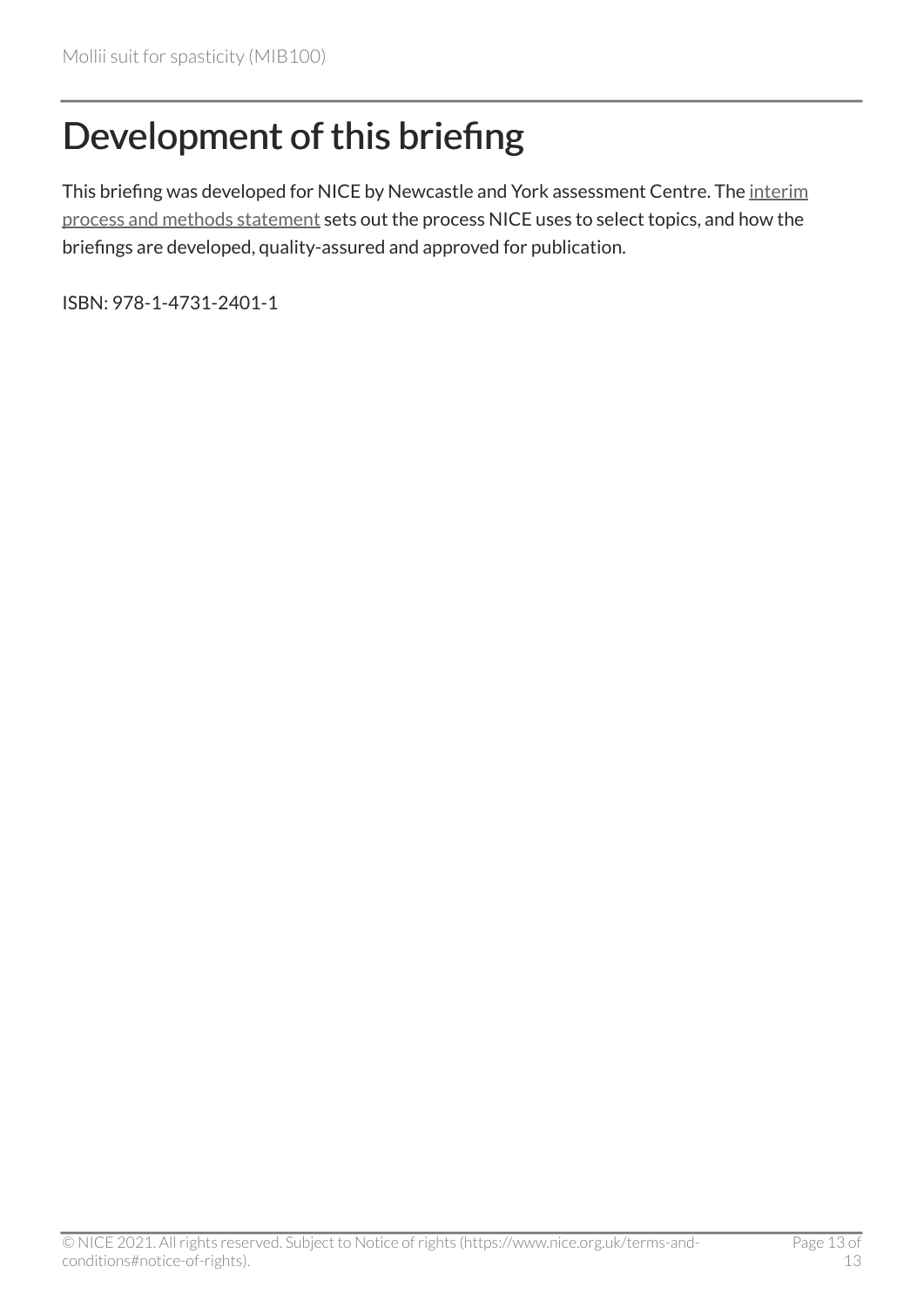# Development of this briefing

This briefing was developed for NICE by Newcastle and York assessment Centre. The interim process and methods statement sets out the process NICE uses to select topics, and how the briefings are developed, quality-assured and approved for publication.

ISBN: 978-1-4731-2401-1